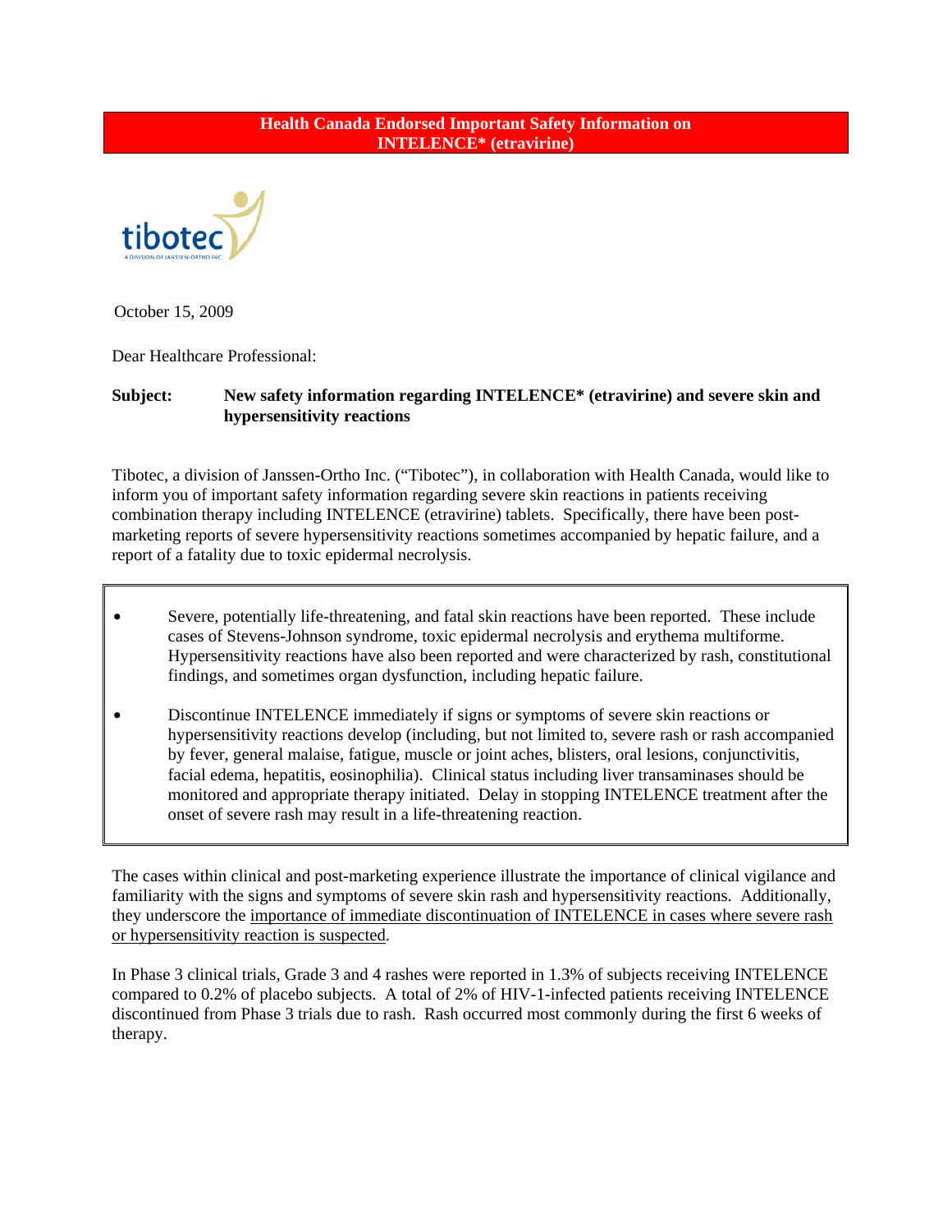**Health Canada Endorsed Important Safety Information on INTELENCE* (etravirine)**

October 15, 2009

Dear Healthcare Professional:

**Subject: New safety information regarding INTELENCE* (etravirine) and severe skin and hypersensitivity reactions**

Tibotec, a division of Janssen-Ortho Inc. ("Tibotec"), in collaboration with Health Canada, would like to inform you of important safety information regarding severe skin reactions in patients receiving combination therapy including INTELENCE (etravirine) tablets. Specifically, there have been post-marketing reports of severe hypersensitivity reactions sometimes accompanied by hepatic failure, and a report of a fatality due to toxic epidermal necrolysis.

- Severe, potentially life-threatening, and fatal skin reactions have been reported. These include cases of Stevens-Johnson syndrome, toxic epidermal necrolysis and erythema multiforme. Hypersensitivity reactions have also been reported and were characterized by rash, constitutional findings, and sometimes organ dysfunction, including hepatic failure.
- Discontinue INTELENCE immediately if signs or symptoms of severe skin reactions or hypersensitivity reactions develop (including, but not limited to, severe rash or rash accompanied by fever, general malaise, fatigue, muscle or joint aches, blisters, oral lesions, conjunctivitis, facial edema, hepatitis, eosinophilia). Clinical status including liver transaminases should be monitored and appropriate therapy initiated. Delay in stopping INTELENCE treatment after the onset of severe rash may result in a life-threatening reaction.

The cases within clinical and post-marketing experience illustrate the importance of clinical vigilance and familiarity with the signs and symptoms of severe skin rash and hypersensitivity reactions. Additionally, they underscore the <u>importance of immediate discontinuation of INTELENCE in cases where severe rash or hypersensitivity reaction is suspected</u>.

In Phase 3 clinical trials, Grade 3 and 4 rashes were reported in 1.3% of subjects receiving INTELENCE compared to 0.2% of placebo subjects. A total of 2% of HIV-1-infected patients receiving INTELENCE discontinued from Phase 3 trials due to rash. Rash occurred most commonly during the first 6 weeks of therapy.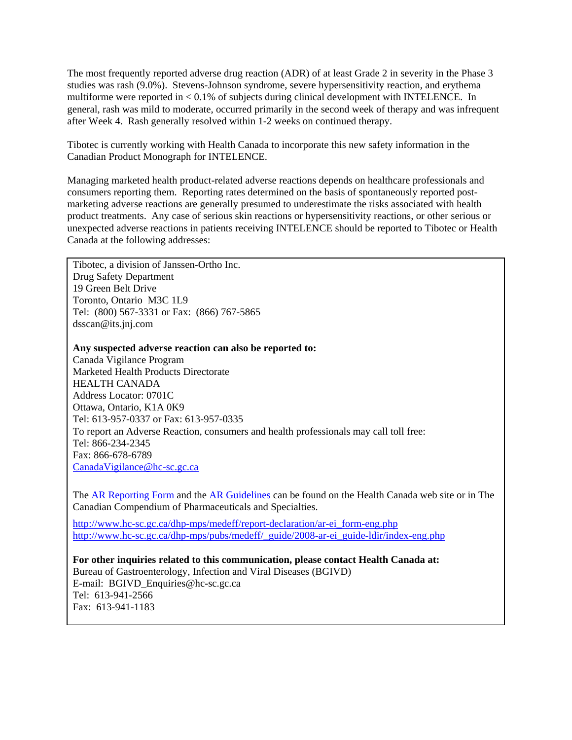The most frequently reported adverse drug reaction (ADR) of at least Grade 2 in severity in the Phase 3 studies was rash (9.0%). Stevens-Johnson syndrome, severe hypersensitivity reaction, and erythema multiforme were reported in < 0.1% of subjects during clinical development with INTELENCE. In general, rash was mild to moderate, occurred primarily in the second week of therapy and was infrequent after Week 4. Rash generally resolved within 1-2 weeks on continued therapy.

Tibotec is currently working with Health Canada to incorporate this new safety information in the Canadian Product Monograph for INTELENCE.

Managing marketed health product-related adverse reactions depends on healthcare professionals and consumers reporting them. Reporting rates determined on the basis of spontaneously reported post-marketing adverse reactions are generally presumed to underestimate the risks associated with health product treatments. Any case of serious skin reactions or hypersensitivity reactions, or other serious or unexpected adverse reactions in patients receiving INTELENCE should be reported to Tibotec or Health Canada at the following addresses:

Tibotec, a division of Janssen-Ortho Inc.
Drug Safety Department
19 Green Belt Drive
Toronto, Ontario M3C 1L9
Tel: (800) 567-3331 or Fax: (866) 767-5865
dsscan@its.jnj.com

**Any suspected adverse reaction can also be reported to:**
Canada Vigilance Program
Marketed Health Products Directorate
HEALTH CANADA
Address Locator: 0701C
Ottawa, Ontario, K1A 0K9
Tel: 613-957-0337 or Fax: 613-957-0335
To report an Adverse Reaction, consumers and health professionals may call toll free:
Tel: 866-234-2345
Fax: 866-678-6789
CanadaVigilance@hc-sc.gc.ca

The AR Reporting Form and the AR Guidelines can be found on the Health Canada web site or in The Canadian Compendium of Pharmaceuticals and Specialties.

http://www.hc-sc.gc.ca/dhp-mps/medeff/report-declaration/ar-ei_form-eng.php
http://www.hc-sc.gc.ca/dhp-mps/pubs/medeff/_guide/2008-ar-ei_guide-ldir/index-eng.php

**For other inquiries related to this communication, please contact Health Canada at:**
Bureau of Gastroenterology, Infection and Viral Diseases (BGIVD)
E-mail: BGIVD_Enquiries@hc-sc.gc.ca
Tel: 613-941-2566
Fax: 613-941-1183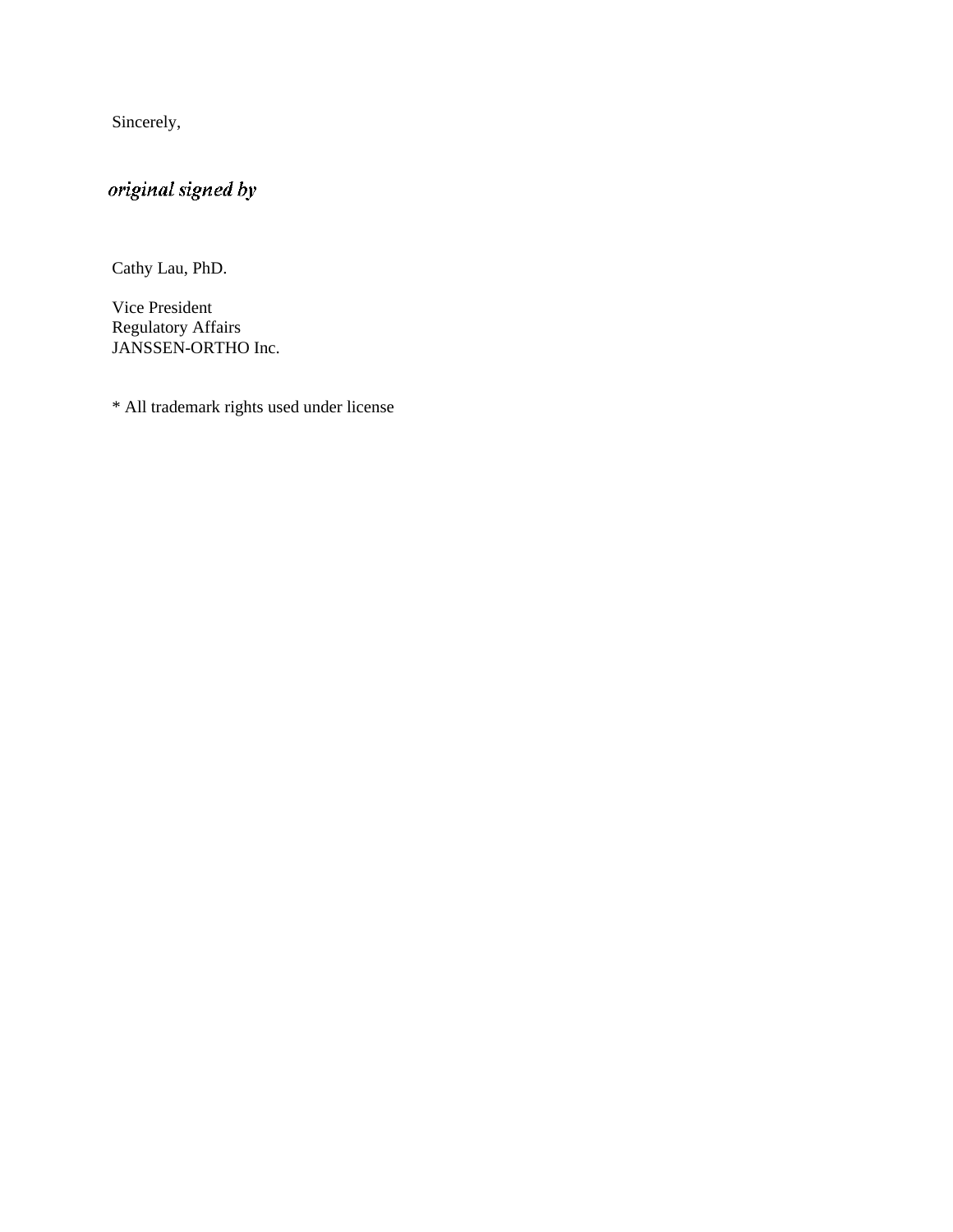Sincerely,

*original signed by*

Cathy Lau, PhD.

Vice President
Regulatory Affairs
JANSSEN-ORTHO Inc.

* All trademark rights used under license